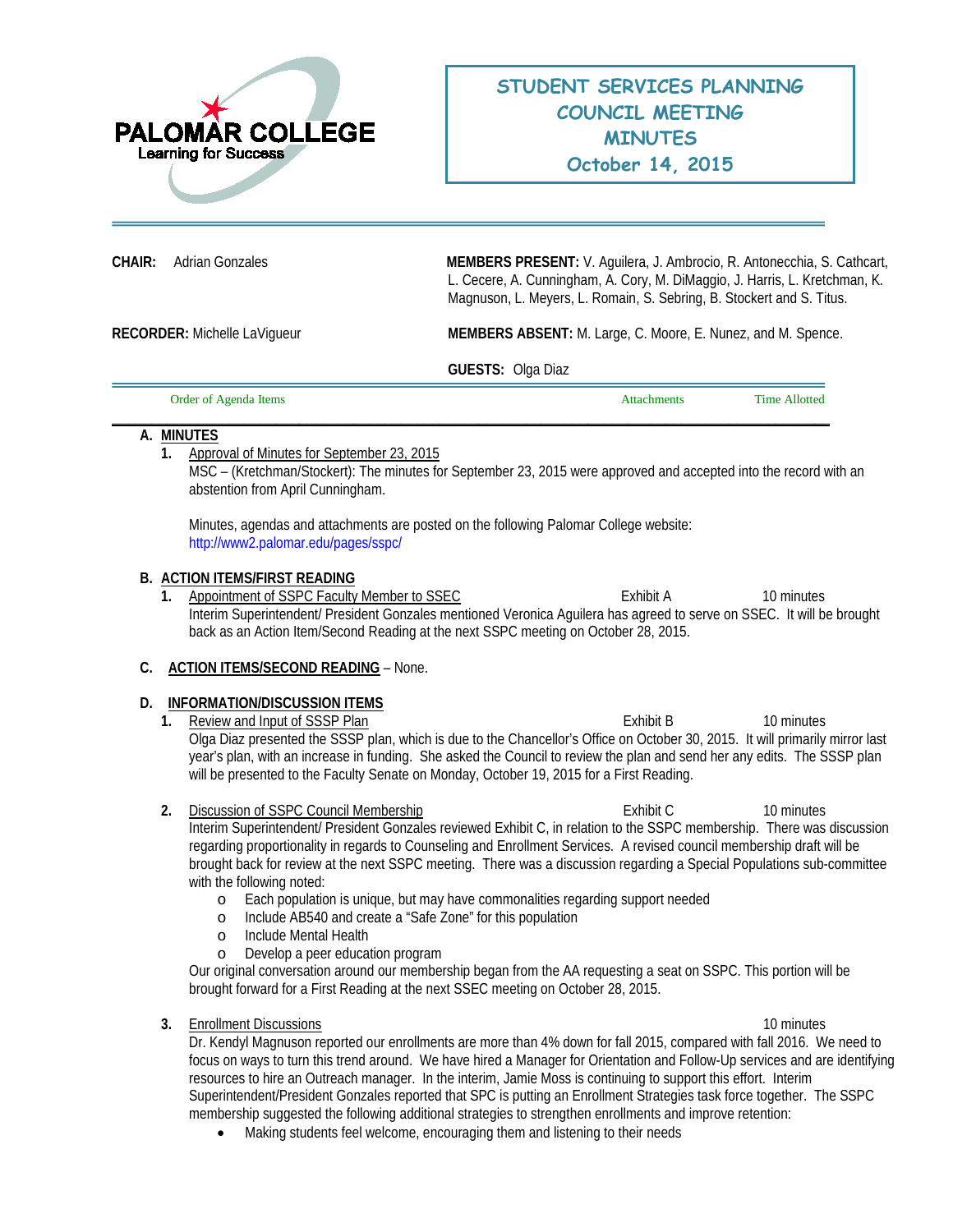PALOMAR COLLEGE
Learning for Success

# STUDENT SERVICES PLANNING COUNCIL MEETING MINUTES
## October 14, 2015

**CHAIR:** Adrian Gonzales

**MEMBERS PRESENT:** V. Aguilera, J. Ambrocio, R. Antonecchia, S. Cathcart, L. Cecere, A. Cunningham, A. Cory, M. DiMaggio, J. Harris, L. Kretchman, K. Magnuson, L. Meyers, L. Romain, S. Sebring, B. Stockert and S. Titus.

**RECORDER:** Michelle LaVigueur

**MEMBERS ABSENT:** M. Large, C. Moore, E. Nunez, and M. Spence.

**GUESTS:** Olga Diaz

| Order of Agenda Items | Attachments | Time Allotted |
|---|---|---|

**A. MINUTES**

1. Approval of Minutes for September 23, 2015
   MSC – (Kretchman/Stockert): The minutes for September 23, 2015 were approved and accepted into the record with an abstention from April Cunningham.

   Minutes, agendas and attachments are posted on the following Palomar College website: http://www2.palomar.edu/pages/sspc/

**B. ACTION ITEMS/FIRST READING**

1. Appointment of SSPC Faculty Member to SSEC — Exhibit A — 10 minutes
   Interim Superintendent/ President Gonzales mentioned Veronica Aguilera has agreed to serve on SSEC. It will be brought back as an Action Item/Second Reading at the next SSPC meeting on October 28, 2015.

**C. ACTION ITEMS/SECOND READING** – None.

**D. INFORMATION/DISCUSSION ITEMS**

1. Review and Input of SSSP Plan — Exhibit B — 10 minutes
   Olga Diaz presented the SSSP plan, which is due to the Chancellor's Office on October 30, 2015. It will primarily mirror last year's plan, with an increase in funding. She asked the Council to review the plan and send her any edits. The SSSP plan will be presented to the Faculty Senate on Monday, October 19, 2015 for a First Reading.

2. Discussion of SSPC Council Membership — Exhibit C — 10 minutes
   Interim Superintendent/ President Gonzales reviewed Exhibit C, in relation to the SSPC membership. There was discussion regarding proportionality in regards to Counseling and Enrollment Services. A revised council membership draft will be brought back for review at the next SSPC meeting. There was a discussion regarding a Special Populations sub-committee with the following noted:
   - Each population is unique, but may have commonalities regarding support needed
   - Include AB540 and create a "Safe Zone" for this population
   - Include Mental Health
   - Develop a peer education program

   Our original conversation around our membership began from the AA requesting a seat on SSPC. This portion will be brought forward for a First Reading at the next SSEC meeting on October 28, 2015.

3. Enrollment Discussions — 10 minutes
   Dr. Kendyl Magnuson reported our enrollments are more than 4% down for fall 2015, compared with fall 2016. We need to focus on ways to turn this trend around. We have hired a Manager for Orientation and Follow-Up services and are identifying resources to hire an Outreach manager. In the interim, Jamie Moss is continuing to support this effort. Interim Superintendent/President Gonzales reported that SPC is putting an Enrollment Strategies task force together. The SSPC membership suggested the following additional strategies to strengthen enrollments and improve retention:
   - Making students feel welcome, encouraging them and listening to their needs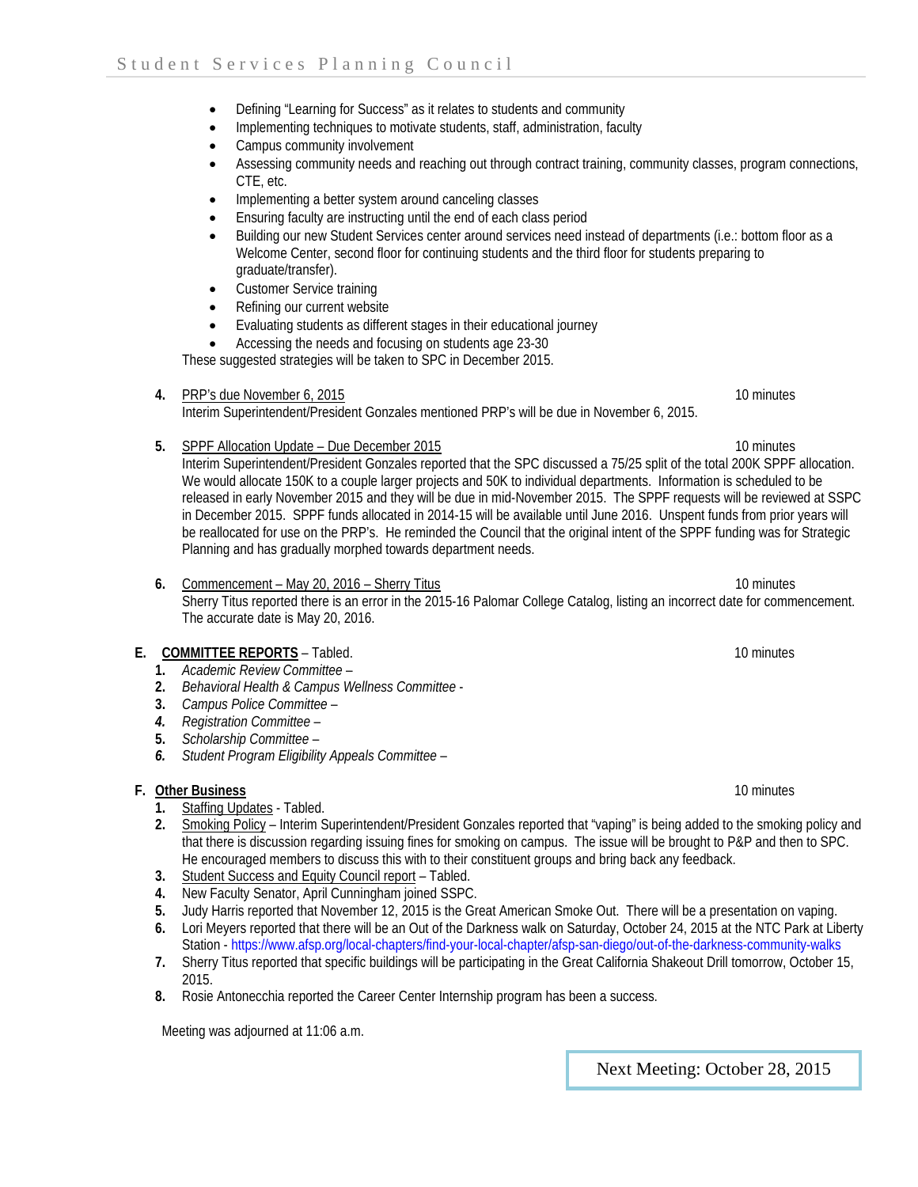- Defining "Learning for Success" as it relates to students and community
- Implementing techniques to motivate students, staff, administration, faculty
- Campus community involvement
- Assessing community needs and reaching out through contract training, community classes, program connections, CTE, etc.
- Implementing a better system around canceling classes
- Ensuring faculty are instructing until the end of each class period
- Building our new Student Services center around services need instead of departments (i.e.: bottom floor as a Welcome Center, second floor for continuing students and the third floor for students preparing to graduate/transfer).
- Customer Service training
- Refining our current website
- Evaluating students as different stages in their educational journey
- Accessing the needs and focusing on students age 23-30

These suggested strategies will be taken to SPC in December 2015.

**4.** PRP's due November 6, 2015 — 10 minutes
Interim Superintendent/President Gonzales mentioned PRP's will be due in November 6, 2015.

**5.** SPPF Allocation Update – Due December 2015 — 10 minutes
Interim Superintendent/President Gonzales reported that the SPC discussed a 75/25 split of the total 200K SPPF allocation. We would allocate 150K to a couple larger projects and 50K to individual departments. Information is scheduled to be released in early November 2015 and they will be due in mid-November 2015. The SPPF requests will be reviewed at SSPC in December 2015. SPPF funds allocated in 2014-15 will be available until June 2016. Unspent funds from prior years will be reallocated for use on the PRP's. He reminded the Council that the original intent of the SPPF funding was for Strategic Planning and has gradually morphed towards department needs.

**6.** Commencement – May 20, 2016 – Sherry Titus — 10 minutes
Sherry Titus reported there is an error in the 2015-16 Palomar College Catalog, listing an incorrect date for commencement. The accurate date is May 20, 2016.

**E. COMMITTEE REPORTS** – Tabled. — 10 minutes

1. *Academic Review Committee –*
2. *Behavioral Health & Campus Wellness Committee -*
3. *Campus Police Committee –*
4. *Registration Committee –*
5. *Scholarship Committee –*
6. *Student Program Eligibility Appeals Committee –*

**F. Other Business** — 10 minutes

1. Staffing Updates - Tabled.
2. Smoking Policy – Interim Superintendent/President Gonzales reported that "vaping" is being added to the smoking policy and that there is discussion regarding issuing fines for smoking on campus. The issue will be brought to P&P and then to SPC. He encouraged members to discuss this with to their constituent groups and bring back any feedback.
3. Student Success and Equity Council report – Tabled.
4. New Faculty Senator, April Cunningham joined SSPC.
5. Judy Harris reported that November 12, 2015 is the Great American Smoke Out. There will be a presentation on vaping.
6. Lori Meyers reported that there will be an Out of the Darkness walk on Saturday, October 24, 2015 at the NTC Park at Liberty Station - https://www.afsp.org/local-chapters/find-your-local-chapter/afsp-san-diego/out-of-the-darkness-community-walks
7. Sherry Titus reported that specific buildings will be participating in the Great California Shakeout Drill tomorrow, October 15, 2015.
8. Rosie Antonecchia reported the Career Center Internship program has been a success.

Meeting was adjourned at 11:06 a.m.

Next Meeting: October 28, 2015